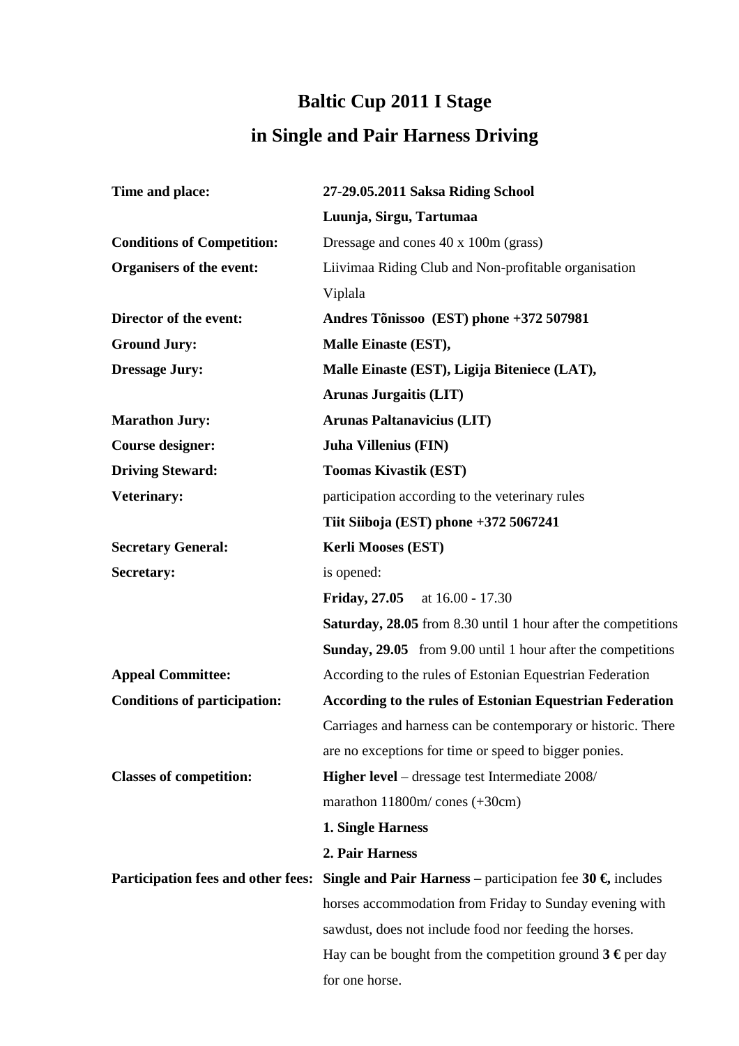# Baltic Cup 2011 I Stage
# in Single and Pair Harness Driving

| | |
|---|---|
| **Time and place:** | **27-29.05.2011 Saksa Riding School** |
| | **Luunja, Sirgu, Tartumaa** |
| **Conditions of Competition:** | Dressage and cones 40 x 100m (grass) |
| **Organisers of the event:** | Liivimaa Riding Club and Non-profitable organisation Viplala |
| **Director of the event:** | **Andres Tõnissoo (EST) phone +372 507981** |
| **Ground Jury:** | **Malle Einaste (EST),** |
| **Dressage Jury:** | **Malle Einaste (EST), Ligija Biteniece (LAT),** |
| | **Arunas Jurgaitis (LIT)** |
| **Marathon Jury:** | **Arunas Paltanavicius (LIT)** |
| **Course designer:** | **Juha Villenius (FIN)** |
| **Driving Steward:** | **Toomas Kivastik (EST)** |
| **Veterinary:** | participation according to the veterinary rules |
| | **Tiit Siiboja (EST) phone +372 5067241** |
| **Secretary General:** | **Kerli Mooses (EST)** |
| **Secretary:** | is opened: |
| | **Friday, 27.05** at 16.00 - 17.30 |
| | **Saturday, 28.05** from 8.30 until 1 hour after the competitions |
| | **Sunday, 29.05** from 9.00 until 1 hour after the competitions |
| **Appeal Committee:** | According to the rules of Estonian Equestrian Federation |
| **Conditions of participation:** | **According to the rules of Estonian Equestrian Federation** |
| | Carriages and harness can be contemporary or historic. There are no exceptions for time or speed to bigger ponies. |
| **Classes of competition:** | **Higher level** – dressage test Intermediate 2008/ marathon 11800m/ cones (+30cm) |
| | **1. Single Harness** |
| | **2. Pair Harness** |
| **Participation fees and other fees:** | **Single and Pair Harness –** participation fee **30 €,** includes horses accommodation from Friday to Sunday evening with sawdust, does not include food nor feeding the horses. |
| | Hay can be bought from the competition ground **3 €** per day for one horse. |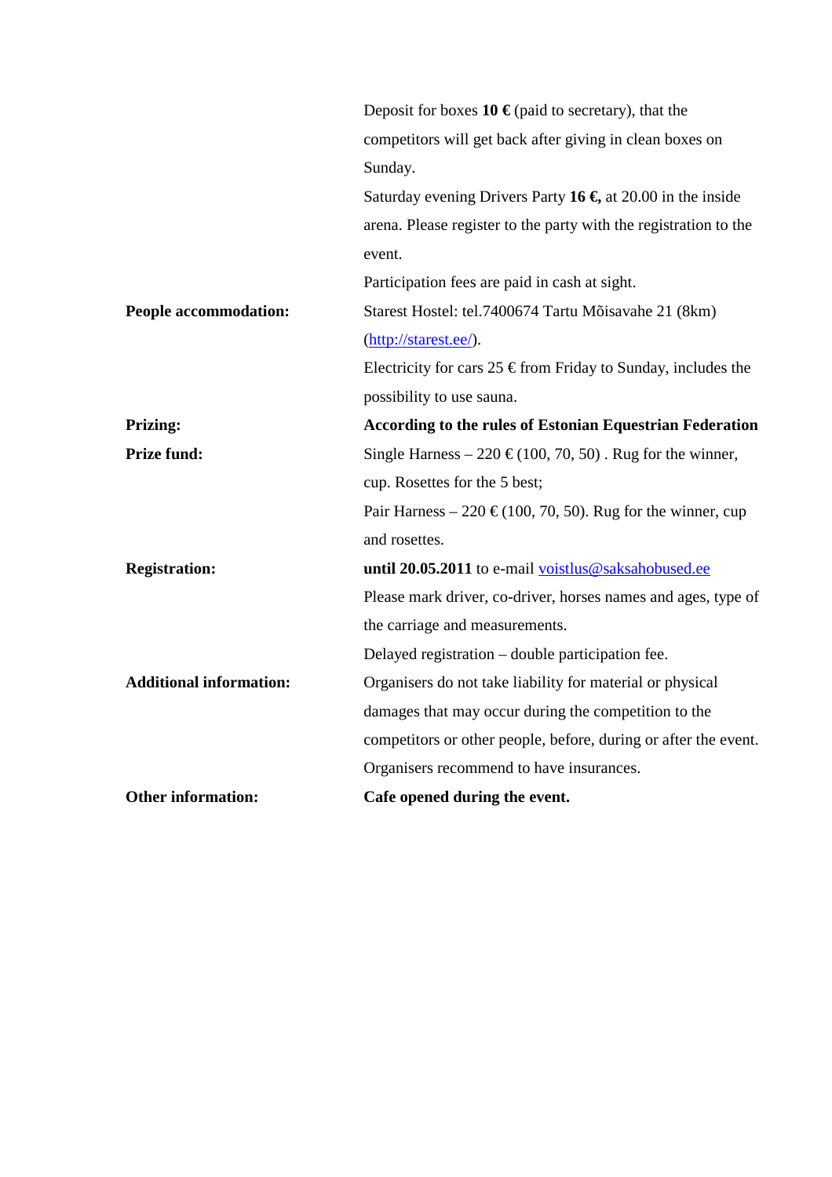| | |
|---|---|
| | Deposit for boxes **10 €** (paid to secretary), that the competitors will get back after giving in clean boxes on Sunday. |
| | Saturday evening Drivers Party **16 €,** at 20.00 in the inside arena. Please register to the party with the registration to the event. |
| | Participation fees are paid in cash at sight. |
| **People accommodation:** | Starest Hostel: tel.7400674 Tartu Mõisavahe 21 (8km) (http://starest.ee/). |
| | Electricity for cars 25 € from Friday to Sunday, includes the possibility to use sauna. |
| **Prizing:** | **According to the rules of Estonian Equestrian Federation** |
| **Prize fund:** | Single Harness – 220 € (100, 70, 50) . Rug for the winner, cup. Rosettes for the 5 best; |
| | Pair Harness – 220 € (100, 70, 50). Rug for the winner, cup and rosettes. |
| **Registration:** | **until 20.05.2011** to e-mail voistlus@saksahobused.ee |
| | Please mark driver, co-driver, horses names and ages, type of the carriage and measurements. |
| | Delayed registration – double participation fee. |
| **Additional information:** | Organisers do not take liability for material or physical damages that may occur during the competition to the competitors or other people, before, during or after the event. Organisers recommend to have insurances. |
| **Other information:** | **Cafe opened during the event.** |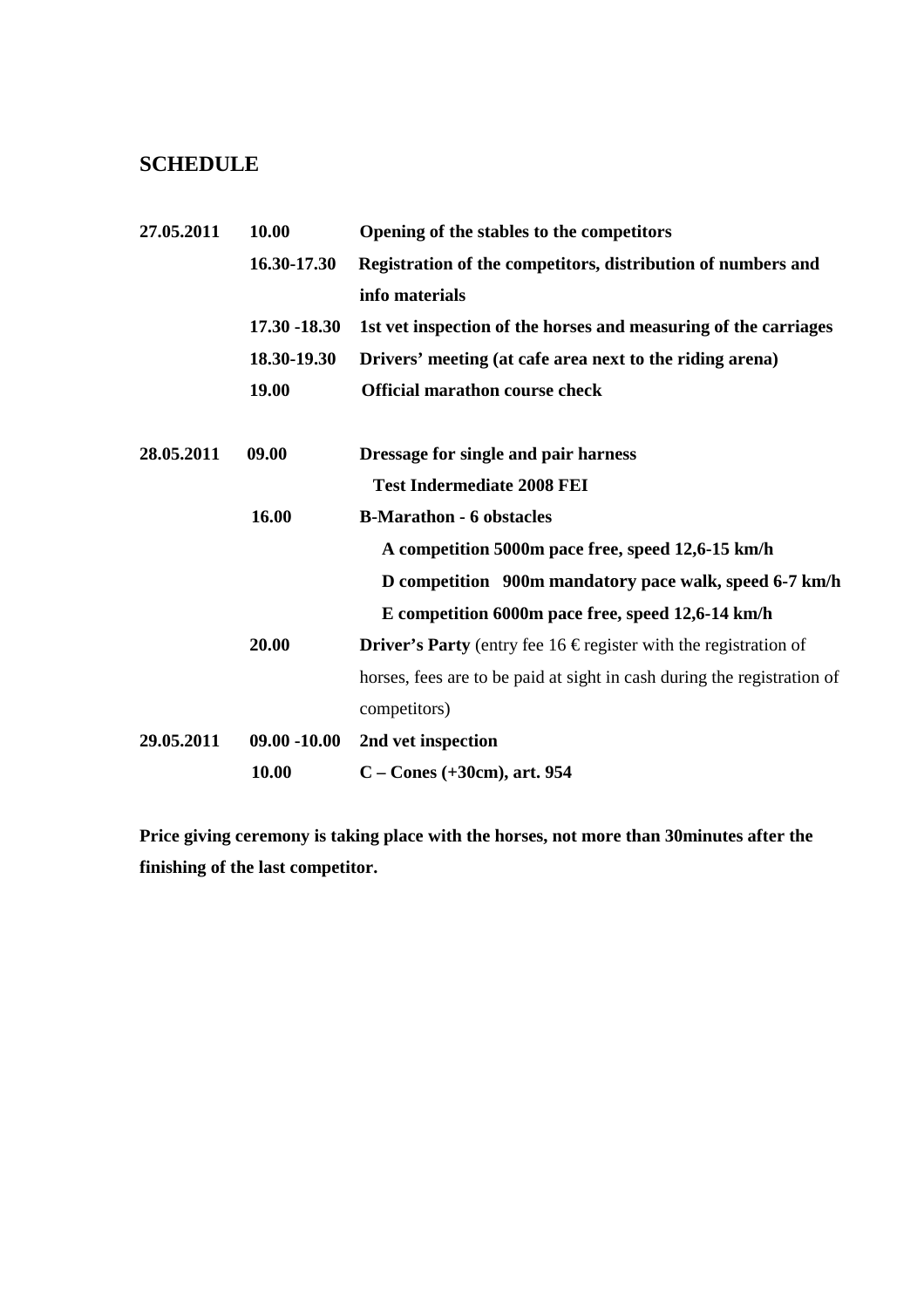## SCHEDULE

| | | |
|---|---|---|
| **27.05.2011** | **10.00** | **Opening of the stables to the competitors** |
| | **16.30-17.30** | **Registration of the competitors, distribution of numbers and info materials** |
| | **17.30 -18.30** | **1st vet inspection of the horses and measuring of the carriages** |
| | **18.30-19.30** | **Drivers' meeting (at cafe area next to the riding arena)** |
| | **19.00** | **Official marathon course check** |
| **28.05.2011** | **09.00** | **Dressage for single and pair harness**<br>**Test Indermediate 2008 FEI** |
| | **16.00** | **B-Marathon - 6 obstacles**<br>**A competition 5000m pace free, speed 12,6-15 km/h**<br>**D competition 900m mandatory pace walk, speed 6-7 km/h**<br>**E competition 6000m pace free, speed 12,6-14 km/h** |
| | **20.00** | **Driver's Party** (entry fee 16 € register with the registration of horses, fees are to be paid at sight in cash during the registration of competitors) |
| **29.05.2011** | **09.00 -10.00** | **2nd vet inspection** |
| | **10.00** | **C – Cones (+30cm), art. 954** |

**Price giving ceremony is taking place with the horses, not more than 30minutes after the finishing of the last competitor.**